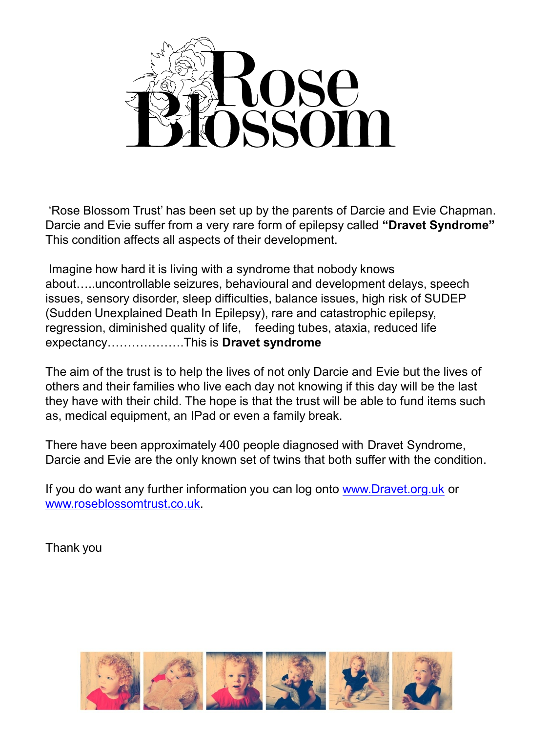# Rose Blossom

'Rose Blossom Trust' has been set up by the parents of Darcie and Evie Chapman. Darcie and Evie suffer from a very rare form of epilepsy called **"Dravet Syndrome"** This condition affects all aspects of their development.

Imagine how hard it is living with a syndrome that nobody knows about…..uncontrollable seizures, behavioural and development delays, speech issues, sensory disorder, sleep difficulties, balance issues, high risk of SUDEP (Sudden Unexplained Death In Epilepsy), rare and catastrophic epilepsy, regression, diminished quality of life, feeding tubes, ataxia, reduced life expectancy……………….This is **Dravet syndrome**

The aim of the trust is to help the lives of not only Darcie and Evie but the lives of others and their families who live each day not knowing if this day will be the last they have with their child. The hope is that the trust will be able to fund items such as, medical equipment, an IPad or even a family break.

There have been approximately 400 people diagnosed with Dravet Syndrome, Darcie and Evie are the only known set of twins that both suffer with the condition.

If you do want any further information you can log onto www.Dravet.org.uk or www.roseblossomtrust.co.uk.

Thank you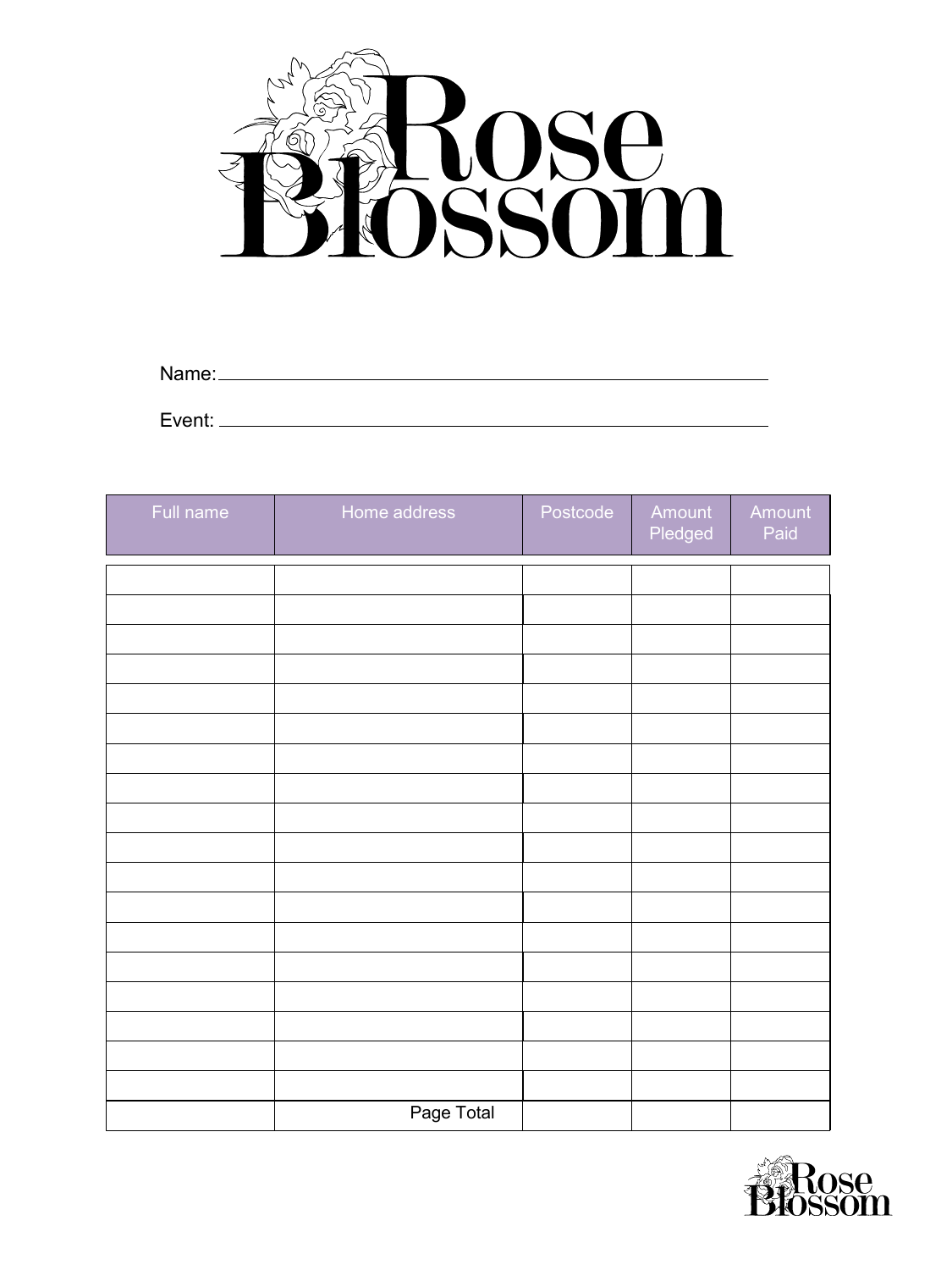# Rose Blossom

Name: ______________________________________________

Event: ______________________________________________

| Full name | Home address | Postcode | Amount Pledged | Amount Paid |
|---|---|---|---|---|
| | | | | |
| | | | | |
| | | | | |
| | | | | |
| | | | | |
| | | | | |
| | | | | |
| | | | | |
| | | | | |
| | | | | |
| | | | | |
| | | | | |
| | | | | |
| | | | | |
| | | | | |
| | | | | |
| | | | | |
| | | | | |
| | Page Total | | | |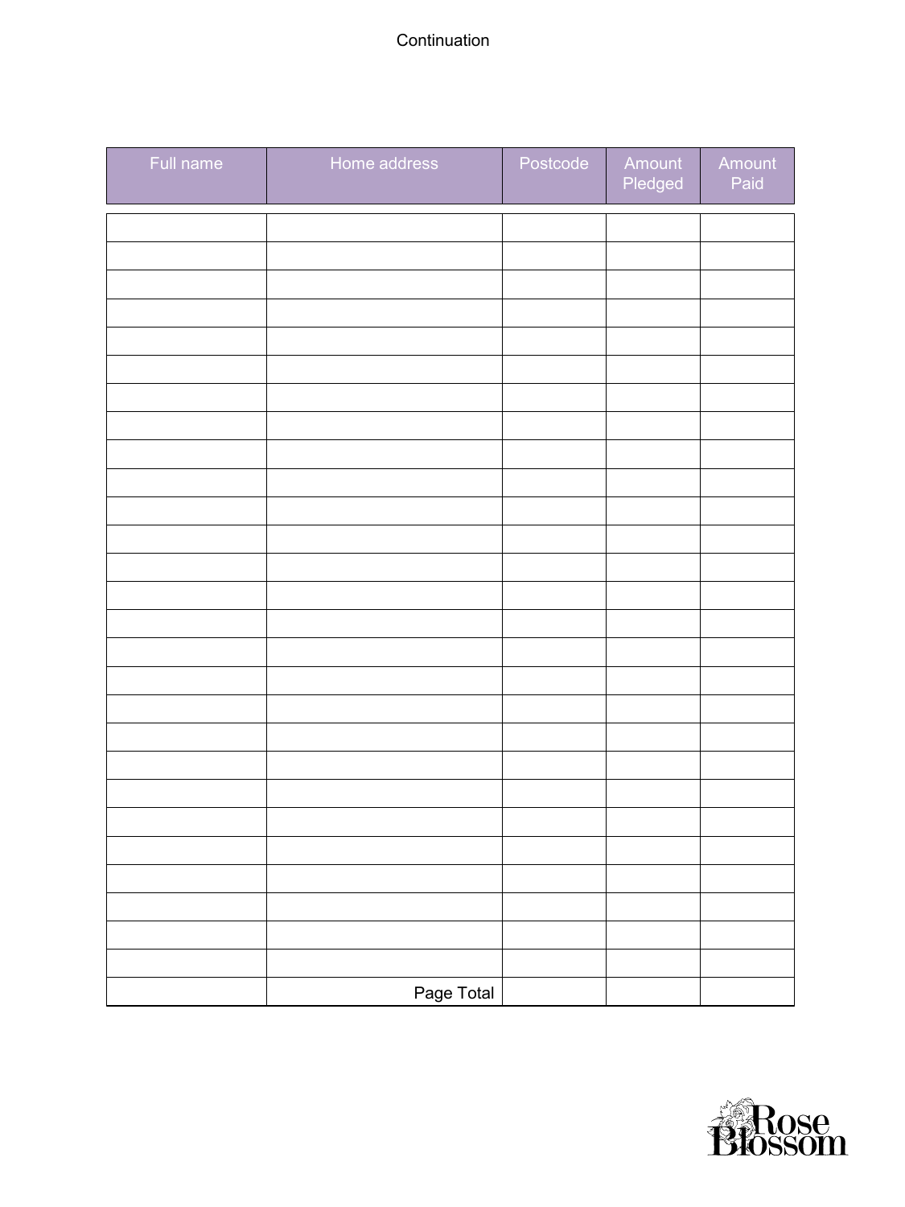Continuation

| Full name | Home address | Postcode | Amount Pledged | Amount Paid |
|---|---|---|---|---|
| | | | | |
| | | | | |
| | | | | |
| | | | | |
| | | | | |
| | | | | |
| | | | | |
| | | | | |
| | | | | |
| | | | | |
| | | | | |
| | | | | |
| | | | | |
| | | | | |
| | | | | |
| | | | | |
| | | | | |
| | | | | |
| | | | | |
| | | | | |
| | | | | |
| | | | | |
| | | | | |
| | | | | |
| | | | | |
| | | | | |
| | | | | |
| | Page Total | | | |

Rose Blossom